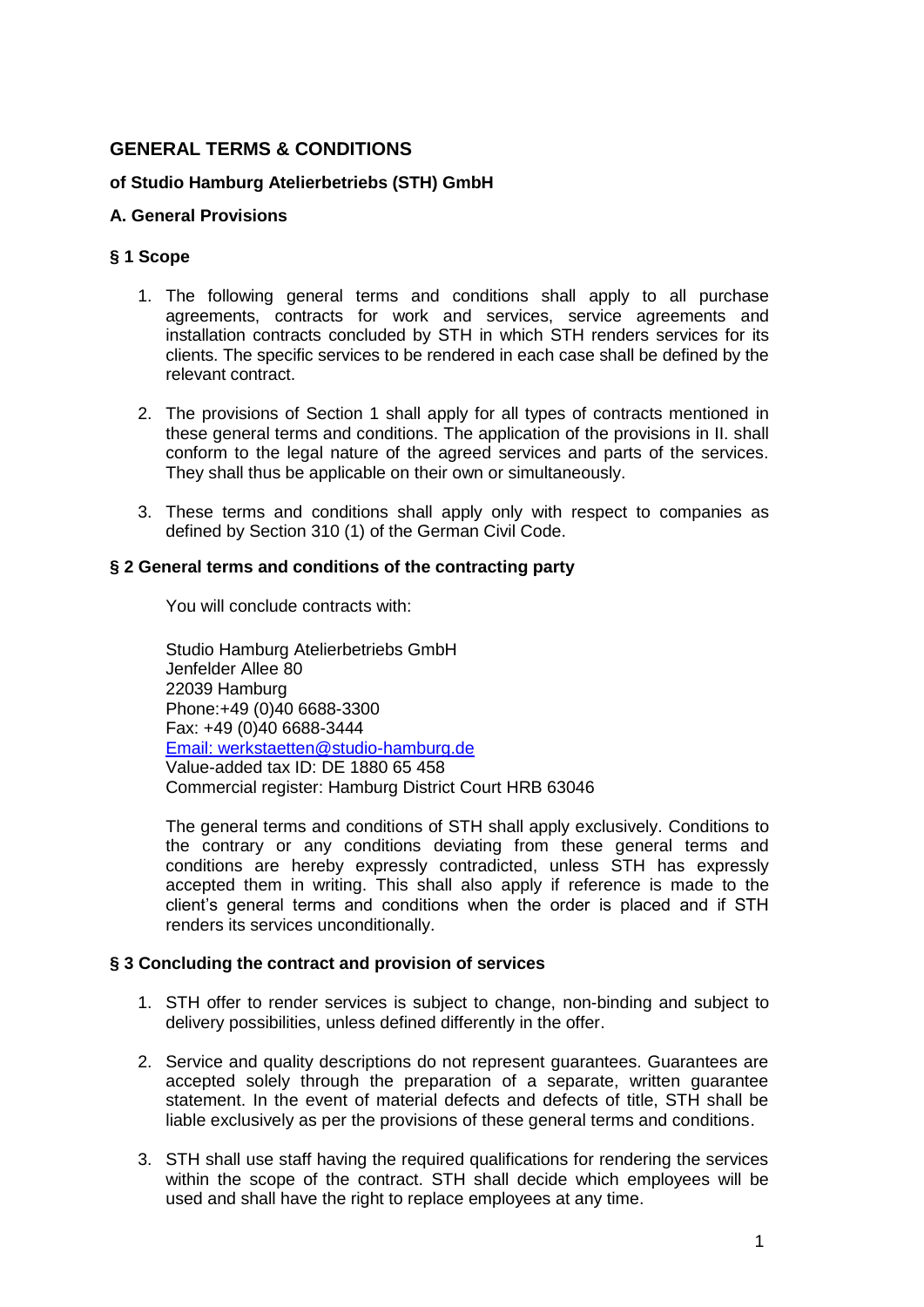## GENERAL TERMS & CONDITIONS

### of Studio Hamburg Atelierbetriebs (STH) GmbH

### A. General Provisions

### § 1 Scope

1. The following general terms and conditions shall apply to all purchase agreements, contracts for work and services, service agreements and installation contracts concluded by STH in which STH renders services for its clients. The specific services to be rendered in each case shall be defined by the relevant contract.

2. The provisions of Section 1 shall apply for all types of contracts mentioned in these general terms and conditions. The application of the provisions in II. shall conform to the legal nature of the agreed services and parts of the services. They shall thus be applicable on their own or simultaneously.

3. These terms and conditions shall apply only with respect to companies as defined by Section 310 (1) of the German Civil Code.

### § 2 General terms and conditions of the contracting party

You will conclude contracts with:

Studio Hamburg Atelierbetriebs GmbH
Jenfelder Allee 80
22039 Hamburg
Phone:+49 (0)40 6688-3300
Fax: +49 (0)40 6688-3444
Email: werkstaetten@studio-hamburg.de
Value-added tax ID: DE 1880 65 458
Commercial register: Hamburg District Court HRB 63046

The general terms and conditions of STH shall apply exclusively. Conditions to the contrary or any conditions deviating from these general terms and conditions are hereby expressly contradicted, unless STH has expressly accepted them in writing. This shall also apply if reference is made to the client's general terms and conditions when the order is placed and if STH renders its services unconditionally.

### § 3 Concluding the contract and provision of services

1. STH offer to render services is subject to change, non-binding and subject to delivery possibilities, unless defined differently in the offer.

2. Service and quality descriptions do not represent guarantees. Guarantees are accepted solely through the preparation of a separate, written guarantee statement. In the event of material defects and defects of title, STH shall be liable exclusively as per the provisions of these general terms and conditions.

3. STH shall use staff having the required qualifications for rendering the services within the scope of the contract. STH shall decide which employees will be used and shall have the right to replace employees at any time.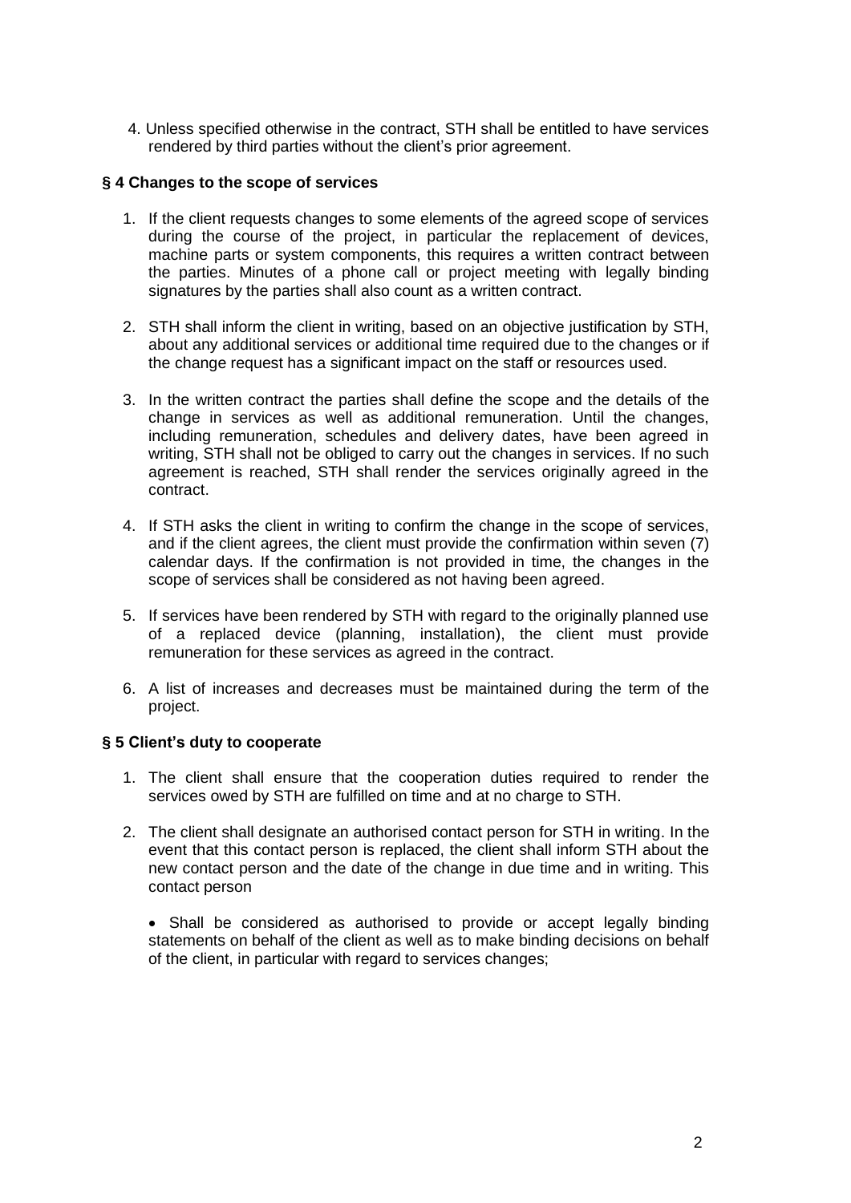4. Unless specified otherwise in the contract, STH shall be entitled to have services rendered by third parties without the client's prior agreement.

### § 4 Changes to the scope of services

1. If the client requests changes to some elements of the agreed scope of services during the course of the project, in particular the replacement of devices, machine parts or system components, this requires a written contract between the parties. Minutes of a phone call or project meeting with legally binding signatures by the parties shall also count as a written contract.

2. STH shall inform the client in writing, based on an objective justification by STH, about any additional services or additional time required due to the changes or if the change request has a significant impact on the staff or resources used.

3. In the written contract the parties shall define the scope and the details of the change in services as well as additional remuneration. Until the changes, including remuneration, schedules and delivery dates, have been agreed in writing, STH shall not be obliged to carry out the changes in services. If no such agreement is reached, STH shall render the services originally agreed in the contract.

4. If STH asks the client in writing to confirm the change in the scope of services, and if the client agrees, the client must provide the confirmation within seven (7) calendar days. If the confirmation is not provided in time, the changes in the scope of services shall be considered as not having been agreed.

5. If services have been rendered by STH with regard to the originally planned use of a replaced device (planning, installation), the client must provide remuneration for these services as agreed in the contract.

6. A list of increases and decreases must be maintained during the term of the project.

### § 5 Client's duty to cooperate

1. The client shall ensure that the cooperation duties required to render the services owed by STH are fulfilled on time and at no charge to STH.

2. The client shall designate an authorised contact person for STH in writing. In the event that this contact person is replaced, the client shall inform STH about the new contact person and the date of the change in due time and in writing. This contact person

   - Shall be considered as authorised to provide or accept legally binding statements on behalf of the client as well as to make binding decisions on behalf of the client, in particular with regard to services changes;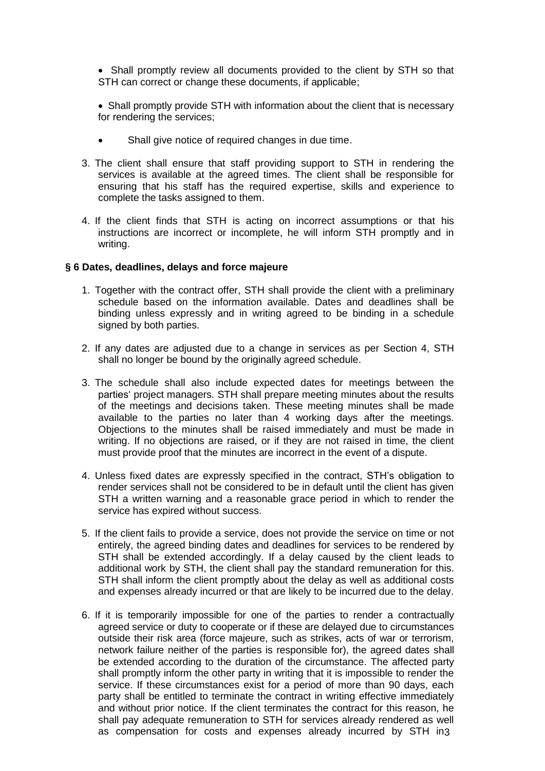- Shall promptly review all documents provided to the client by STH so that STH can correct or change these documents, if applicable;
- Shall promptly provide STH with information about the client that is necessary for rendering the services;
- Shall give notice of required changes in due time.

3. The client shall ensure that staff providing support to STH in rendering the services is available at the agreed times. The client shall be responsible for ensuring that his staff has the required expertise, skills and experience to complete the tasks assigned to them.

4. If the client finds that STH is acting on incorrect assumptions or that his instructions are incorrect or incomplete, he will inform STH promptly and in writing.

**§ 6 Dates, deadlines, delays and force majeure**

1. Together with the contract offer, STH shall provide the client with a preliminary schedule based on the information available. Dates and deadlines shall be binding unless expressly and in writing agreed to be binding in a schedule signed by both parties.

2. If any dates are adjusted due to a change in services as per Section 4, STH shall no longer be bound by the originally agreed schedule.

3. The schedule shall also include expected dates for meetings between the parties' project managers. STH shall prepare meeting minutes about the results of the meetings and decisions taken. These meeting minutes shall be made available to the parties no later than 4 working days after the meetings. Objections to the minutes shall be raised immediately and must be made in writing. If no objections are raised, or if they are not raised in time, the client must provide proof that the minutes are incorrect in the event of a dispute.

4. Unless fixed dates are expressly specified in the contract, STH's obligation to render services shall not be considered to be in default until the client has given STH a written warning and a reasonable grace period in which to render the service has expired without success.

5. If the client fails to provide a service, does not provide the service on time or not entirely, the agreed binding dates and deadlines for services to be rendered by STH shall be extended accordingly. If a delay caused by the client leads to additional work by STH, the client shall pay the standard remuneration for this. STH shall inform the client promptly about the delay as well as additional costs and expenses already incurred or that are likely to be incurred due to the delay.

6. If it is temporarily impossible for one of the parties to render a contractually agreed service or duty to cooperate or if these are delayed due to circumstances outside their risk area (force majeure, such as strikes, acts of war or terrorism, network failure neither of the parties is responsible for), the agreed dates shall be extended according to the duration of the circumstance. The affected party shall promptly inform the other party in writing that it is impossible to render the service. If these circumstances exist for a period of more than 90 days, each party shall be entitled to terminate the contract in writing effective immediately and without prior notice. If the client terminates the contract for this reason, he shall pay adequate remuneration to STH for services already rendered as well as compensation for costs and expenses already incurred by STH in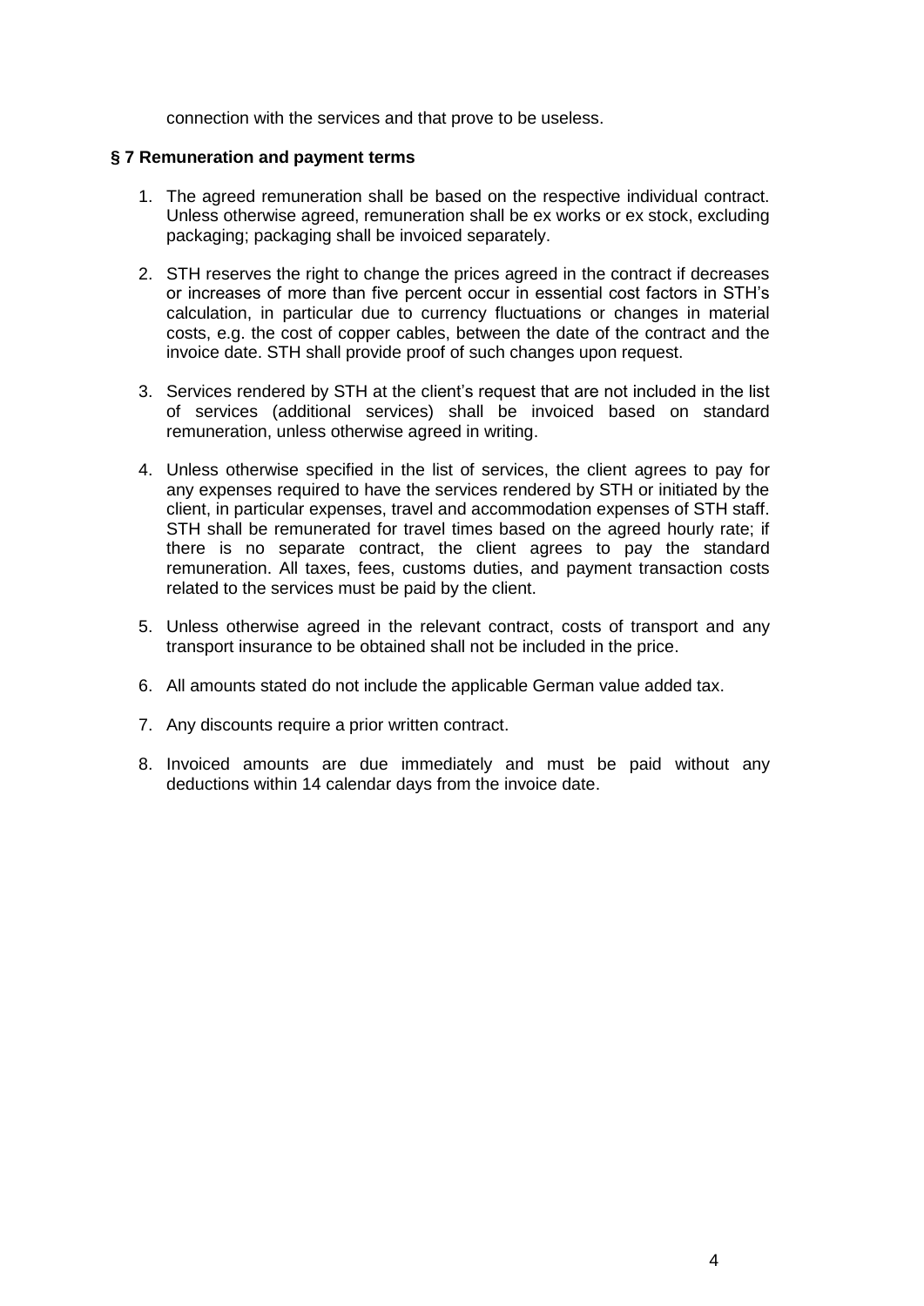connection with the services and that prove to be useless.

**§ 7 Remuneration and payment terms**

1. The agreed remuneration shall be based on the respective individual contract. Unless otherwise agreed, remuneration shall be ex works or ex stock, excluding packaging; packaging shall be invoiced separately.

2. STH reserves the right to change the prices agreed in the contract if decreases or increases of more than five percent occur in essential cost factors in STH's calculation, in particular due to currency fluctuations or changes in material costs, e.g. the cost of copper cables, between the date of the contract and the invoice date. STH shall provide proof of such changes upon request.

3. Services rendered by STH at the client's request that are not included in the list of services (additional services) shall be invoiced based on standard remuneration, unless otherwise agreed in writing.

4. Unless otherwise specified in the list of services, the client agrees to pay for any expenses required to have the services rendered by STH or initiated by the client, in particular expenses, travel and accommodation expenses of STH staff. STH shall be remunerated for travel times based on the agreed hourly rate; if there is no separate contract, the client agrees to pay the standard remuneration. All taxes, fees, customs duties, and payment transaction costs related to the services must be paid by the client.

5. Unless otherwise agreed in the relevant contract, costs of transport and any transport insurance to be obtained shall not be included in the price.

6. All amounts stated do not include the applicable German value added tax.

7. Any discounts require a prior written contract.

8. Invoiced amounts are due immediately and must be paid without any deductions within 14 calendar days from the invoice date.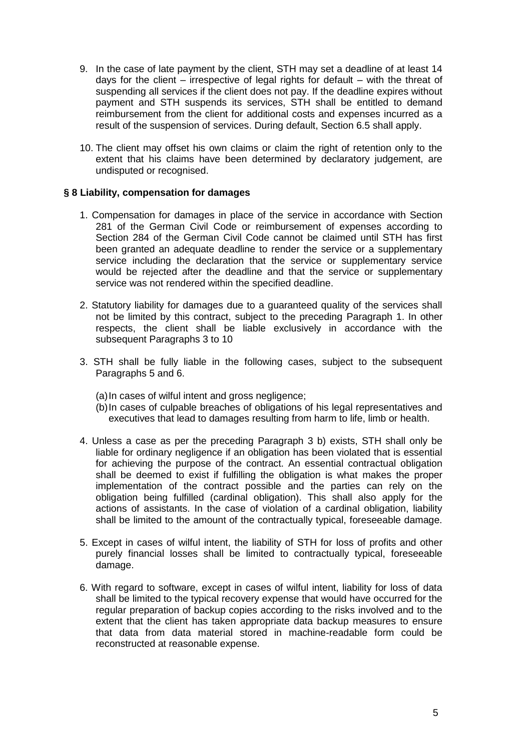9. In the case of late payment by the client, STH may set a deadline of at least 14 days for the client – irrespective of legal rights for default – with the threat of suspending all services if the client does not pay. If the deadline expires without payment and STH suspends its services, STH shall be entitled to demand reimbursement from the client for additional costs and expenses incurred as a result of the suspension of services. During default, Section 6.5 shall apply.

10. The client may offset his own claims or claim the right of retention only to the extent that his claims have been determined by declaratory judgement, are undisputed or recognised.

### § 8 Liability, compensation for damages

1. Compensation for damages in place of the service in accordance with Section 281 of the German Civil Code or reimbursement of expenses according to Section 284 of the German Civil Code cannot be claimed until STH has first been granted an adequate deadline to render the service or a supplementary service including the declaration that the service or supplementary service would be rejected after the deadline and that the service or supplementary service was not rendered within the specified deadline.

2. Statutory liability for damages due to a guaranteed quality of the services shall not be limited by this contract, subject to the preceding Paragraph 1. In other respects, the client shall be liable exclusively in accordance with the subsequent Paragraphs 3 to 10

3. STH shall be fully liable in the following cases, subject to the subsequent Paragraphs 5 and 6.

   (a) In cases of wilful intent and gross negligence;
   (b) In cases of culpable breaches of obligations of his legal representatives and executives that lead to damages resulting from harm to life, limb or health.

4. Unless a case as per the preceding Paragraph 3 b) exists, STH shall only be liable for ordinary negligence if an obligation has been violated that is essential for achieving the purpose of the contract. An essential contractual obligation shall be deemed to exist if fulfilling the obligation is what makes the proper implementation of the contract possible and the parties can rely on the obligation being fulfilled (cardinal obligation). This shall also apply for the actions of assistants. In the case of violation of a cardinal obligation, liability shall be limited to the amount of the contractually typical, foreseeable damage.

5. Except in cases of wilful intent, the liability of STH for loss of profits and other purely financial losses shall be limited to contractually typical, foreseeable damage.

6. With regard to software, except in cases of wilful intent, liability for loss of data shall be limited to the typical recovery expense that would have occurred for the regular preparation of backup copies according to the risks involved and to the extent that the client has taken appropriate data backup measures to ensure that data from data material stored in machine-readable form could be reconstructed at reasonable expense.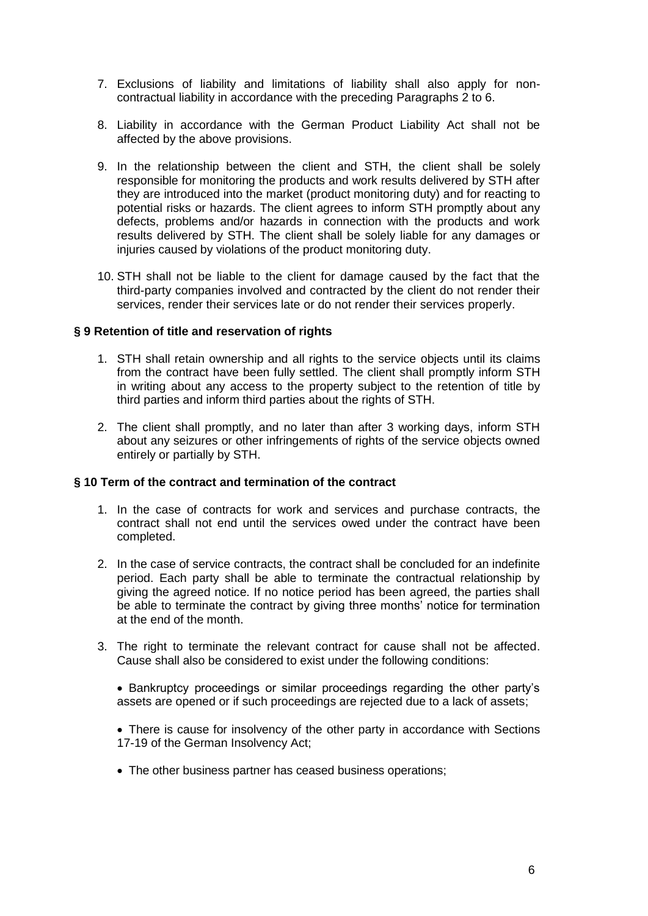7. Exclusions of liability and limitations of liability shall also apply for non-contractual liability in accordance with the preceding Paragraphs 2 to 6.

8. Liability in accordance with the German Product Liability Act shall not be affected by the above provisions.

9. In the relationship between the client and STH, the client shall be solely responsible for monitoring the products and work results delivered by STH after they are introduced into the market (product monitoring duty) and for reacting to potential risks or hazards. The client agrees to inform STH promptly about any defects, problems and/or hazards in connection with the products and work results delivered by STH. The client shall be solely liable for any damages or injuries caused by violations of the product monitoring duty.

10. STH shall not be liable to the client for damage caused by the fact that the third-party companies involved and contracted by the client do not render their services, render their services late or do not render their services properly.

### § 9 Retention of title and reservation of rights

1. STH shall retain ownership and all rights to the service objects until its claims from the contract have been fully settled. The client shall promptly inform STH in writing about any access to the property subject to the retention of title by third parties and inform third parties about the rights of STH.

2. The client shall promptly, and no later than after 3 working days, inform STH about any seizures or other infringements of rights of the service objects owned entirely or partially by STH.

### § 10 Term of the contract and termination of the contract

1. In the case of contracts for work and services and purchase contracts, the contract shall not end until the services owed under the contract have been completed.

2. In the case of service contracts, the contract shall be concluded for an indefinite period. Each party shall be able to terminate the contractual relationship by giving the agreed notice. If no notice period has been agreed, the parties shall be able to terminate the contract by giving three months' notice for termination at the end of the month.

3. The right to terminate the relevant contract for cause shall not be affected. Cause shall also be considered to exist under the following conditions:

   - Bankruptcy proceedings or similar proceedings regarding the other party's assets are opened or if such proceedings are rejected due to a lack of assets;

   - There is cause for insolvency of the other party in accordance with Sections 17-19 of the German Insolvency Act;

   - The other business partner has ceased business operations;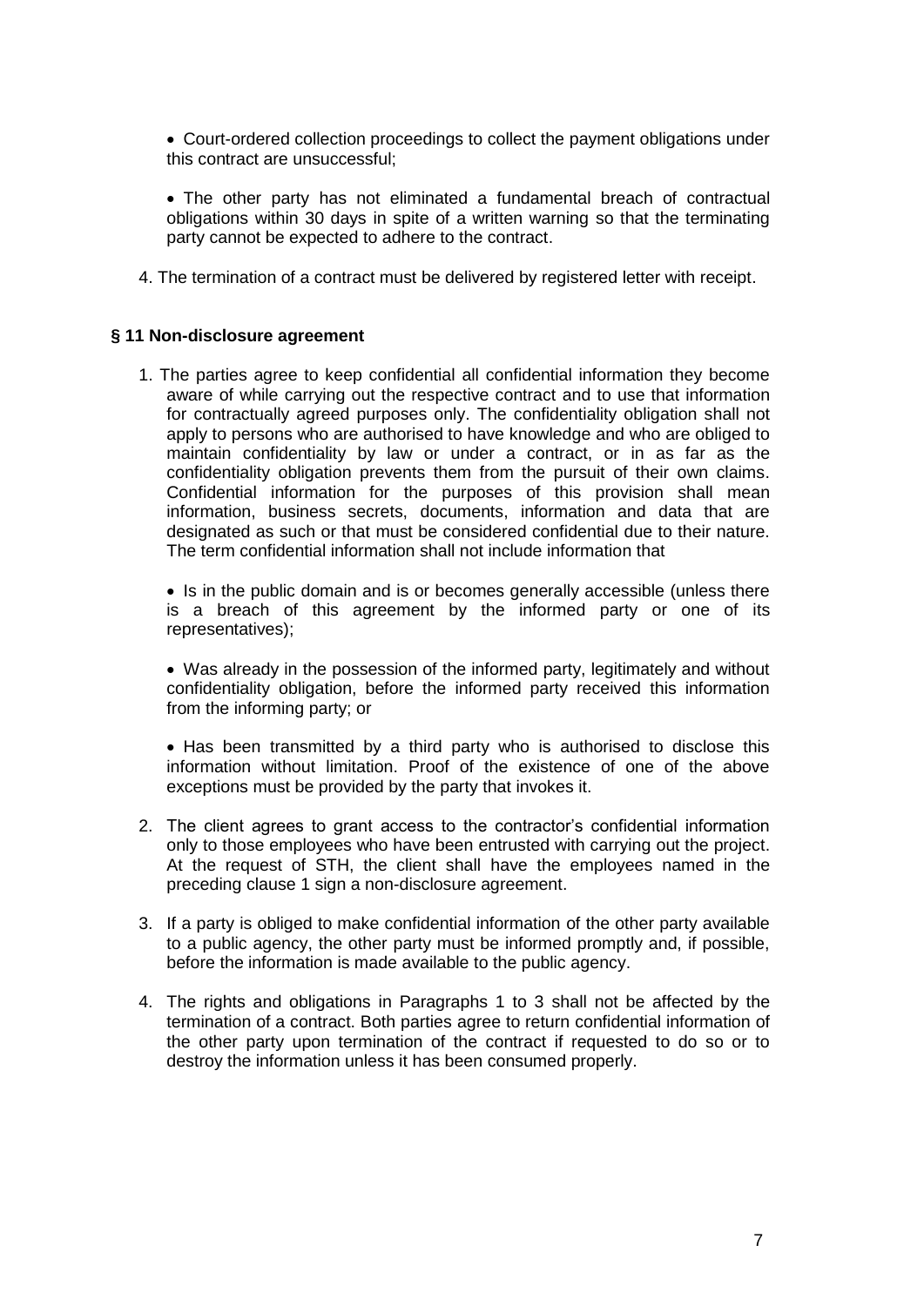- Court-ordered collection proceedings to collect the payment obligations under this contract are unsuccessful;

- The other party has not eliminated a fundamental breach of contractual obligations within 30 days in spite of a written warning so that the terminating party cannot be expected to adhere to the contract.

4. The termination of a contract must be delivered by registered letter with receipt.

### § 11 Non-disclosure agreement

1. The parties agree to keep confidential all confidential information they become aware of while carrying out the respective contract and to use that information for contractually agreed purposes only. The confidentiality obligation shall not apply to persons who are authorised to have knowledge and who are obliged to maintain confidentiality by law or under a contract, or in as far as the confidentiality obligation prevents them from the pursuit of their own claims. Confidential information for the purposes of this provision shall mean information, business secrets, documents, information and data that are designated as such or that must be considered confidential due to their nature. The term confidential information shall not include information that

   - Is in the public domain and is or becomes generally accessible (unless there is a breach of this agreement by the informed party or one of its representatives);

   - Was already in the possession of the informed party, legitimately and without confidentiality obligation, before the informed party received this information from the informing party; or

   - Has been transmitted by a third party who is authorised to disclose this information without limitation. Proof of the existence of one of the above exceptions must be provided by the party that invokes it.

2. The client agrees to grant access to the contractor's confidential information only to those employees who have been entrusted with carrying out the project. At the request of STH, the client shall have the employees named in the preceding clause 1 sign a non-disclosure agreement.

3. If a party is obliged to make confidential information of the other party available to a public agency, the other party must be informed promptly and, if possible, before the information is made available to the public agency.

4. The rights and obligations in Paragraphs 1 to 3 shall not be affected by the termination of a contract. Both parties agree to return confidential information of the other party upon termination of the contract if requested to do so or to destroy the information unless it has been consumed properly.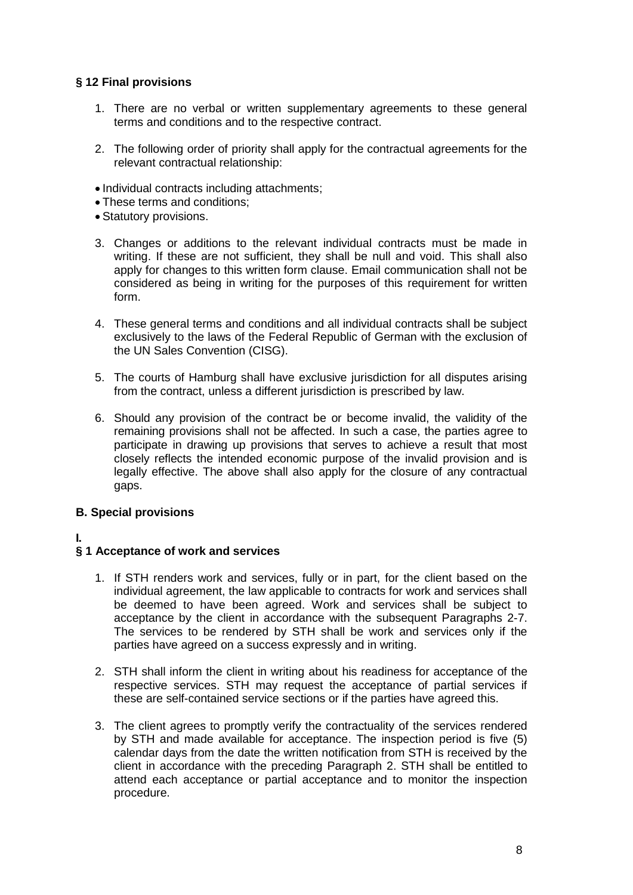### § 12 Final provisions

1. There are no verbal or written supplementary agreements to these general terms and conditions and to the respective contract.

2. The following order of priority shall apply for the contractual agreements for the relevant contractual relationship:

- Individual contracts including attachments;
- These terms and conditions;
- Statutory provisions.

3. Changes or additions to the relevant individual contracts must be made in writing. If these are not sufficient, they shall be null and void. This shall also apply for changes to this written form clause. Email communication shall not be considered as being in writing for the purposes of this requirement for written form.

4. These general terms and conditions and all individual contracts shall be subject exclusively to the laws of the Federal Republic of German with the exclusion of the UN Sales Convention (CISG).

5. The courts of Hamburg shall have exclusive jurisdiction for all disputes arising from the contract, unless a different jurisdiction is prescribed by law.

6. Should any provision of the contract be or become invalid, the validity of the remaining provisions shall not be affected. In such a case, the parties agree to participate in drawing up provisions that serves to achieve a result that most closely reflects the intended economic purpose of the invalid provision and is legally effective. The above shall also apply for the closure of any contractual gaps.

## B. Special provisions

**I.**

### § 1 Acceptance of work and services

1. If STH renders work and services, fully or in part, for the client based on the individual agreement, the law applicable to contracts for work and services shall be deemed to have been agreed. Work and services shall be subject to acceptance by the client in accordance with the subsequent Paragraphs 2-7. The services to be rendered by STH shall be work and services only if the parties have agreed on a success expressly and in writing.

2. STH shall inform the client in writing about his readiness for acceptance of the respective services. STH may request the acceptance of partial services if these are self-contained service sections or if the parties have agreed this.

3. The client agrees to promptly verify the contractuality of the services rendered by STH and made available for acceptance. The inspection period is five (5) calendar days from the date the written notification from STH is received by the client in accordance with the preceding Paragraph 2. STH shall be entitled to attend each acceptance or partial acceptance and to monitor the inspection procedure.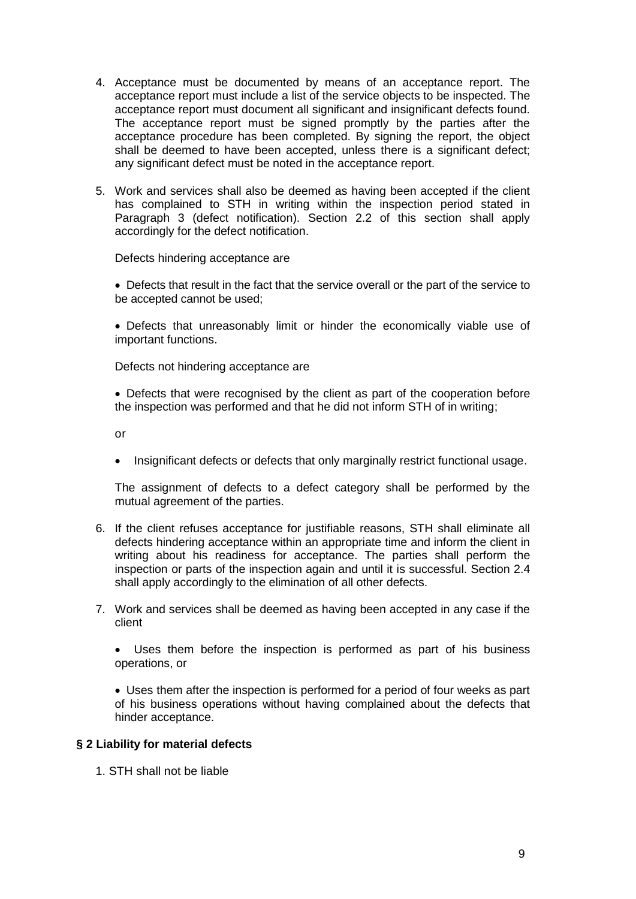4. Acceptance must be documented by means of an acceptance report. The acceptance report must include a list of the service objects to be inspected. The acceptance report must document all significant and insignificant defects found. The acceptance report must be signed promptly by the parties after the acceptance procedure has been completed. By signing the report, the object shall be deemed to have been accepted, unless there is a significant defect; any significant defect must be noted in the acceptance report.

5. Work and services shall also be deemed as having been accepted if the client has complained to STH in writing within the inspection period stated in Paragraph 3 (defect notification). Section 2.2 of this section shall apply accordingly for the defect notification.

   Defects hindering acceptance are

   - Defects that result in the fact that the service overall or the part of the service to be accepted cannot be used;

   - Defects that unreasonably limit or hinder the economically viable use of important functions.

   Defects not hindering acceptance are

   - Defects that were recognised by the client as part of the cooperation before the inspection was performed and that he did not inform STH of in writing;

   or

   - Insignificant defects or defects that only marginally restrict functional usage.

   The assignment of defects to a defect category shall be performed by the mutual agreement of the parties.

6. If the client refuses acceptance for justifiable reasons, STH shall eliminate all defects hindering acceptance within an appropriate time and inform the client in writing about his readiness for acceptance. The parties shall perform the inspection or parts of the inspection again and until it is successful. Section 2.4 shall apply accordingly to the elimination of all other defects.

7. Work and services shall be deemed as having been accepted in any case if the client

   - Uses them before the inspection is performed as part of his business operations, or

   - Uses them after the inspection is performed for a period of four weeks as part of his business operations without having complained about the defects that hinder acceptance.

**§ 2 Liability for material defects**

1. STH shall not be liable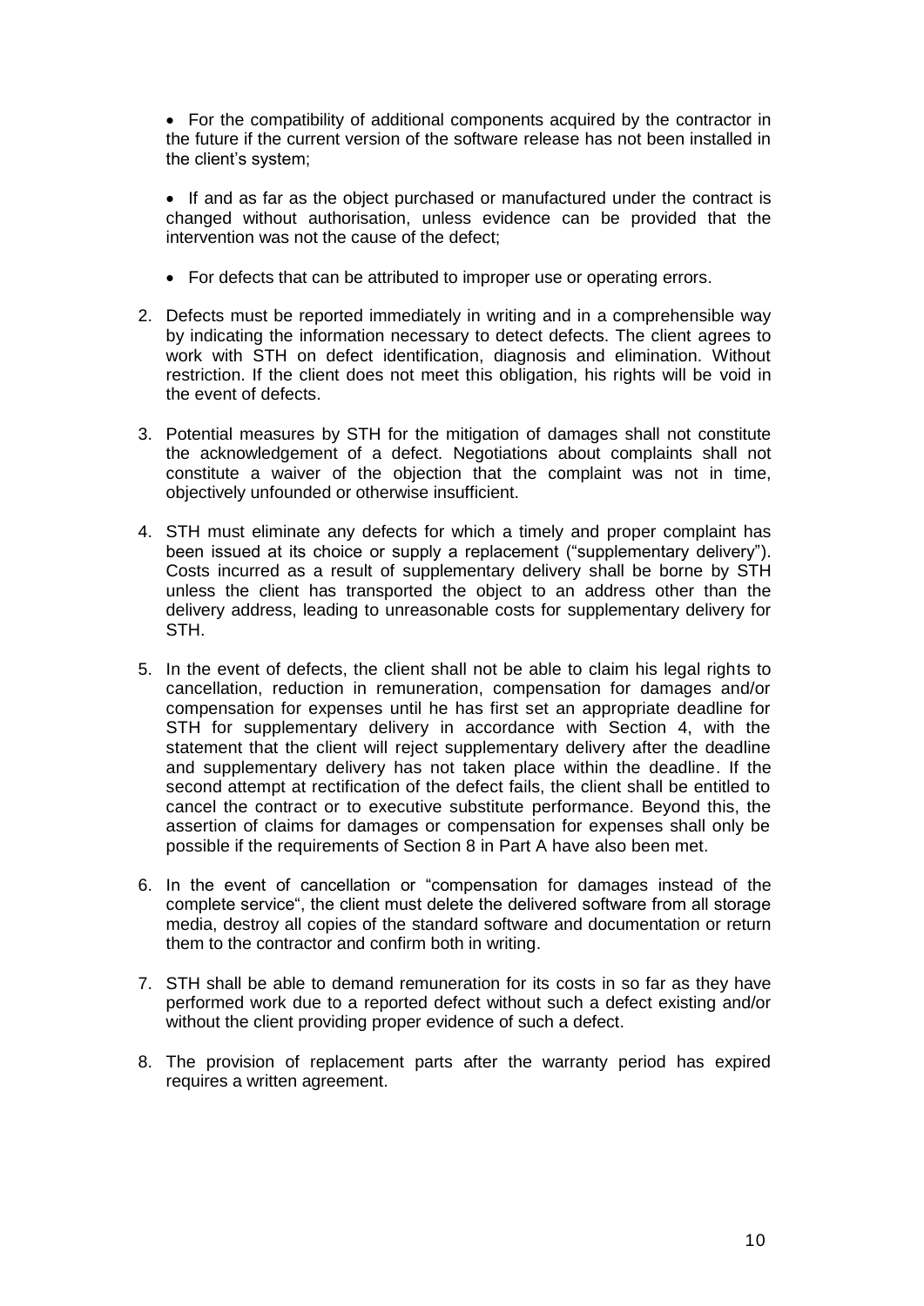- For the compatibility of additional components acquired by the contractor in the future if the current version of the software release has not been installed in the client's system;

- If and as far as the object purchased or manufactured under the contract is changed without authorisation, unless evidence can be provided that the intervention was not the cause of the defect;

- For defects that can be attributed to improper use or operating errors.

2. Defects must be reported immediately in writing and in a comprehensible way by indicating the information necessary to detect defects. The client agrees to work with STH on defect identification, diagnosis and elimination. Without restriction. If the client does not meet this obligation, his rights will be void in the event of defects.

3. Potential measures by STH for the mitigation of damages shall not constitute the acknowledgement of a defect. Negotiations about complaints shall not constitute a waiver of the objection that the complaint was not in time, objectively unfounded or otherwise insufficient.

4. STH must eliminate any defects for which a timely and proper complaint has been issued at its choice or supply a replacement ("supplementary delivery"). Costs incurred as a result of supplementary delivery shall be borne by STH unless the client has transported the object to an address other than the delivery address, leading to unreasonable costs for supplementary delivery for STH.

5. In the event of defects, the client shall not be able to claim his legal rights to cancellation, reduction in remuneration, compensation for damages and/or compensation for expenses until he has first set an appropriate deadline for STH for supplementary delivery in accordance with Section 4, with the statement that the client will reject supplementary delivery after the deadline and supplementary delivery has not taken place within the deadline. If the second attempt at rectification of the defect fails, the client shall be entitled to cancel the contract or to executive substitute performance. Beyond this, the assertion of claims for damages or compensation for expenses shall only be possible if the requirements of Section 8 in Part A have also been met.

6. In the event of cancellation or "compensation for damages instead of the complete service", the client must delete the delivered software from all storage media, destroy all copies of the standard software and documentation or return them to the contractor and confirm both in writing.

7. STH shall be able to demand remuneration for its costs in so far as they have performed work due to a reported defect without such a defect existing and/or without the client providing proper evidence of such a defect.

8. The provision of replacement parts after the warranty period has expired requires a written agreement.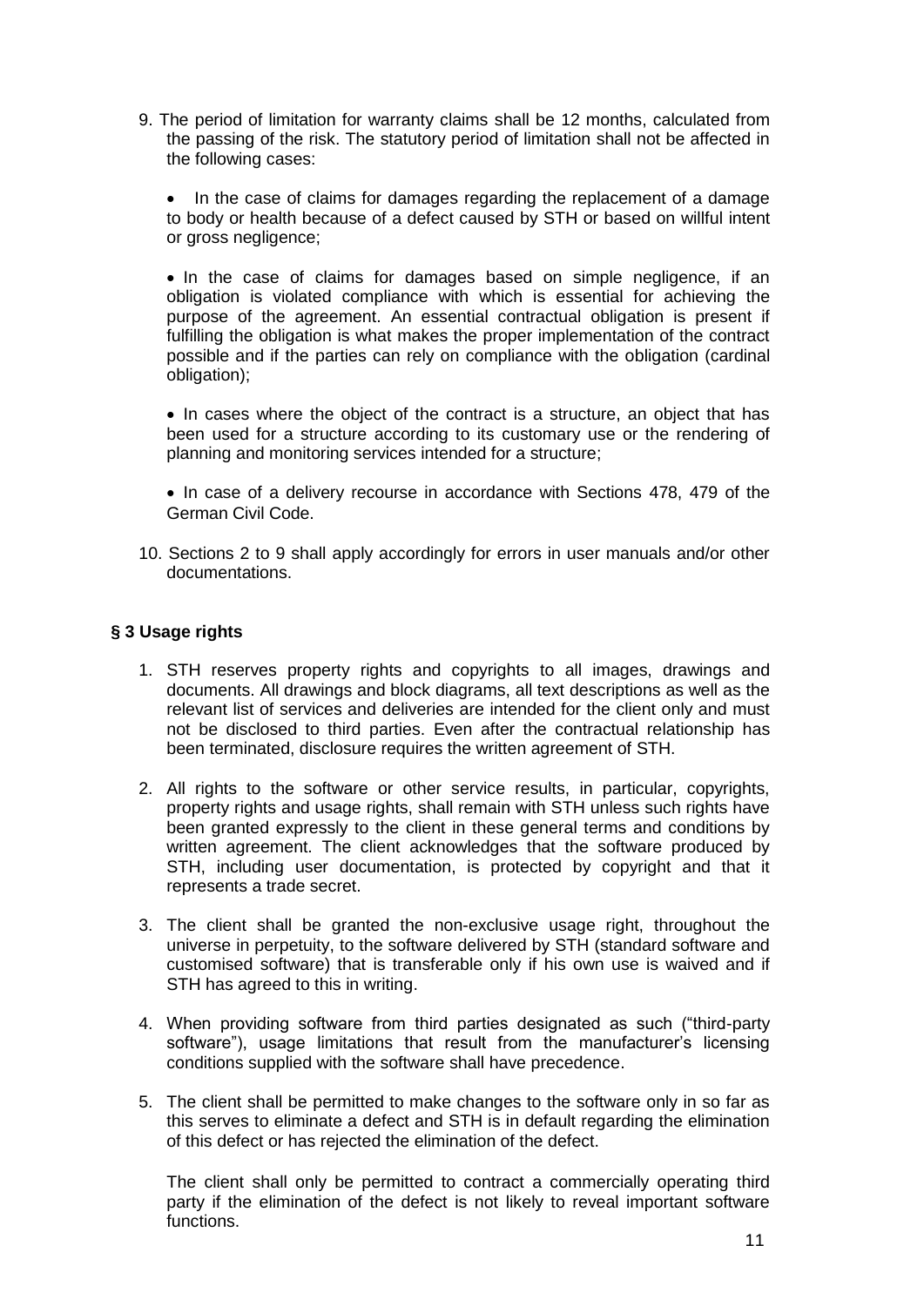9. The period of limitation for warranty claims shall be 12 months, calculated from the passing of the risk. The statutory period of limitation shall not be affected in the following cases:

   - In the case of claims for damages regarding the replacement of a damage to body or health because of a defect caused by STH or based on willful intent or gross negligence;

   - In the case of claims for damages based on simple negligence, if an obligation is violated compliance with which is essential for achieving the purpose of the agreement. An essential contractual obligation is present if fulfilling the obligation is what makes the proper implementation of the contract possible and if the parties can rely on compliance with the obligation (cardinal obligation);

   - In cases where the object of the contract is a structure, an object that has been used for a structure according to its customary use or the rendering of planning and monitoring services intended for a structure;

   - In case of a delivery recourse in accordance with Sections 478, 479 of the German Civil Code.

10. Sections 2 to 9 shall apply accordingly for errors in user manuals and/or other documentations.

### § 3 Usage rights

1. STH reserves property rights and copyrights to all images, drawings and documents. All drawings and block diagrams, all text descriptions as well as the relevant list of services and deliveries are intended for the client only and must not be disclosed to third parties. Even after the contractual relationship has been terminated, disclosure requires the written agreement of STH.

2. All rights to the software or other service results, in particular, copyrights, property rights and usage rights, shall remain with STH unless such rights have been granted expressly to the client in these general terms and conditions by written agreement. The client acknowledges that the software produced by STH, including user documentation, is protected by copyright and that it represents a trade secret.

3. The client shall be granted the non-exclusive usage right, throughout the universe in perpetuity, to the software delivered by STH (standard software and customised software) that is transferable only if his own use is waived and if STH has agreed to this in writing.

4. When providing software from third parties designated as such ("third-party software"), usage limitations that result from the manufacturer's licensing conditions supplied with the software shall have precedence.

5. The client shall be permitted to make changes to the software only in so far as this serves to eliminate a defect and STH is in default regarding the elimination of this defect or has rejected the elimination of the defect.

   The client shall only be permitted to contract a commercially operating third party if the elimination of the defect is not likely to reveal important software functions.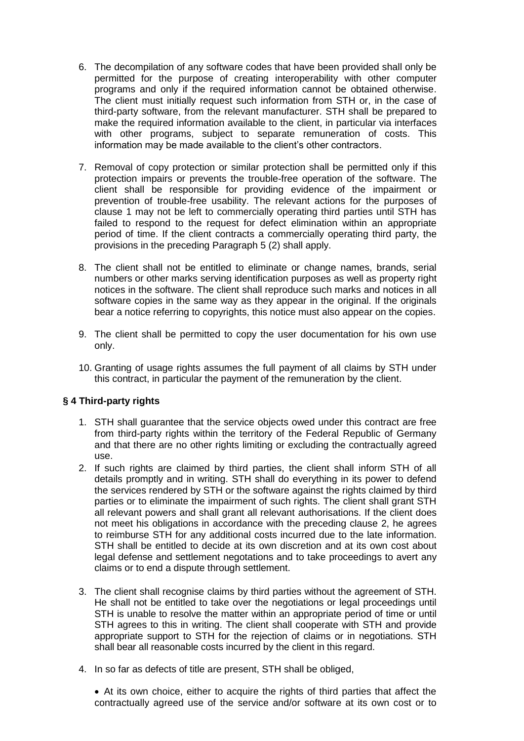6. The decompilation of any software codes that have been provided shall only be permitted for the purpose of creating interoperability with other computer programs and only if the required information cannot be obtained otherwise. The client must initially request such information from STH or, in the case of third-party software, from the relevant manufacturer. STH shall be prepared to make the required information available to the client, in particular via interfaces with other programs, subject to separate remuneration of costs. This information may be made available to the client's other contractors.

7. Removal of copy protection or similar protection shall be permitted only if this protection impairs or prevents the trouble-free operation of the software. The client shall be responsible for providing evidence of the impairment or prevention of trouble-free usability. The relevant actions for the purposes of clause 1 may not be left to commercially operating third parties until STH has failed to respond to the request for defect elimination within an appropriate period of time. If the client contracts a commercially operating third party, the provisions in the preceding Paragraph 5 (2) shall apply.

8. The client shall not be entitled to eliminate or change names, brands, serial numbers or other marks serving identification purposes as well as property right notices in the software. The client shall reproduce such marks and notices in all software copies in the same way as they appear in the original. If the originals bear a notice referring to copyrights, this notice must also appear on the copies.

9. The client shall be permitted to copy the user documentation for his own use only.

10. Granting of usage rights assumes the full payment of all claims by STH under this contract, in particular the payment of the remuneration by the client.

## § 4 Third-party rights

1. STH shall guarantee that the service objects owed under this contract are free from third-party rights within the territory of the Federal Republic of Germany and that there are no other rights limiting or excluding the contractually agreed use.
2. If such rights are claimed by third parties, the client shall inform STH of all details promptly and in writing. STH shall do everything in its power to defend the services rendered by STH or the software against the rights claimed by third parties or to eliminate the impairment of such rights. The client shall grant STH all relevant powers and shall grant all relevant authorisations. If the client does not meet his obligations in accordance with the preceding clause 2, he agrees to reimburse STH for any additional costs incurred due to the late information. STH shall be entitled to decide at its own discretion and at its own cost about legal defense and settlement negotations and to take proceedings to avert any claims or to end a dispute through settlement.

3. The client shall recognise claims by third parties without the agreement of STH. He shall not be entitled to take over the negotiations or legal proceedings until STH is unable to resolve the matter within an appropriate period of time or until STH agrees to this in writing. The client shall cooperate with STH and provide appropriate support to STH for the rejection of claims or in negotiations. STH shall bear all reasonable costs incurred by the client in this regard.

4. In so far as defects of title are present, STH shall be obliged,

   - At its own choice, either to acquire the rights of third parties that affect the contractually agreed use of the service and/or software at its own cost or to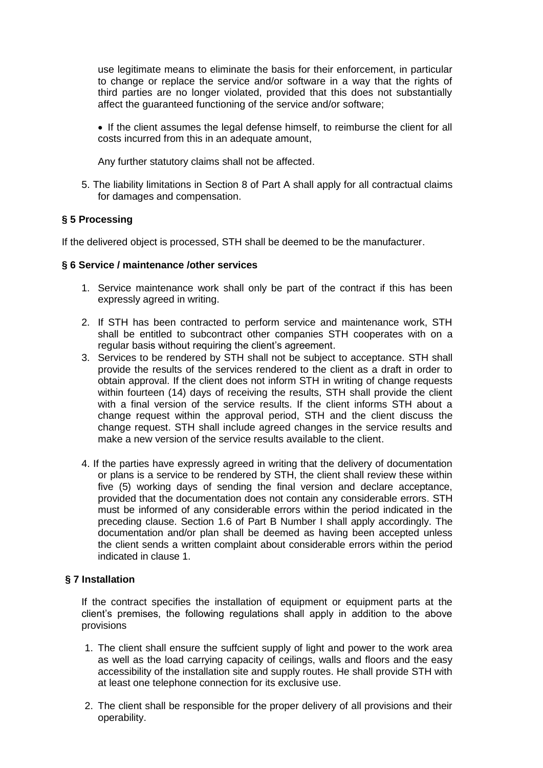use legitimate means to eliminate the basis for their enforcement, in particular to change or replace the service and/or software in a way that the rights of third parties are no longer violated, provided that this does not substantially affect the guaranteed functioning of the service and/or software;

- If the client assumes the legal defense himself, to reimburse the client for all costs incurred from this in an adequate amount,

Any further statutory claims shall not be affected.

5. The liability limitations in Section 8 of Part A shall apply for all contractual claims for damages and compensation.

### § 5 Processing

If the delivered object is processed, STH shall be deemed to be the manufacturer.

### § 6 Service / maintenance /other services

1. Service maintenance work shall only be part of the contract if this has been expressly agreed in writing.
2. If STH has been contracted to perform service and maintenance work, STH shall be entitled to subcontract other companies STH cooperates with on a regular basis without requiring the client's agreement.
3. Services to be rendered by STH shall not be subject to acceptance. STH shall provide the results of the services rendered to the client as a draft in order to obtain approval. If the client does not inform STH in writing of change requests within fourteen (14) days of receiving the results, STH shall provide the client with a final version of the service results. If the client informs STH about a change request within the approval period, STH and the client discuss the change request. STH shall include agreed changes in the service results and make a new version of the service results available to the client.
4. If the parties have expressly agreed in writing that the delivery of documentation or plans is a service to be rendered by STH, the client shall review these within five (5) working days of sending the final version and declare acceptance, provided that the documentation does not contain any considerable errors. STH must be informed of any considerable errors within the period indicated in the preceding clause. Section 1.6 of Part B Number I shall apply accordingly. The documentation and/or plan shall be deemed as having been accepted unless the client sends a written complaint about considerable errors within the period indicated in clause 1.

### § 7 Installation

If the contract specifies the installation of equipment or equipment parts at the client's premises, the following regulations shall apply in addition to the above provisions

1. The client shall ensure the suffcient supply of light and power to the work area as well as the load carrying capacity of ceilings, walls and floors and the easy accessibility of the installation site and supply routes. He shall provide STH with at least one telephone connection for its exclusive use.
2. The client shall be responsible for the proper delivery of all provisions and their operability.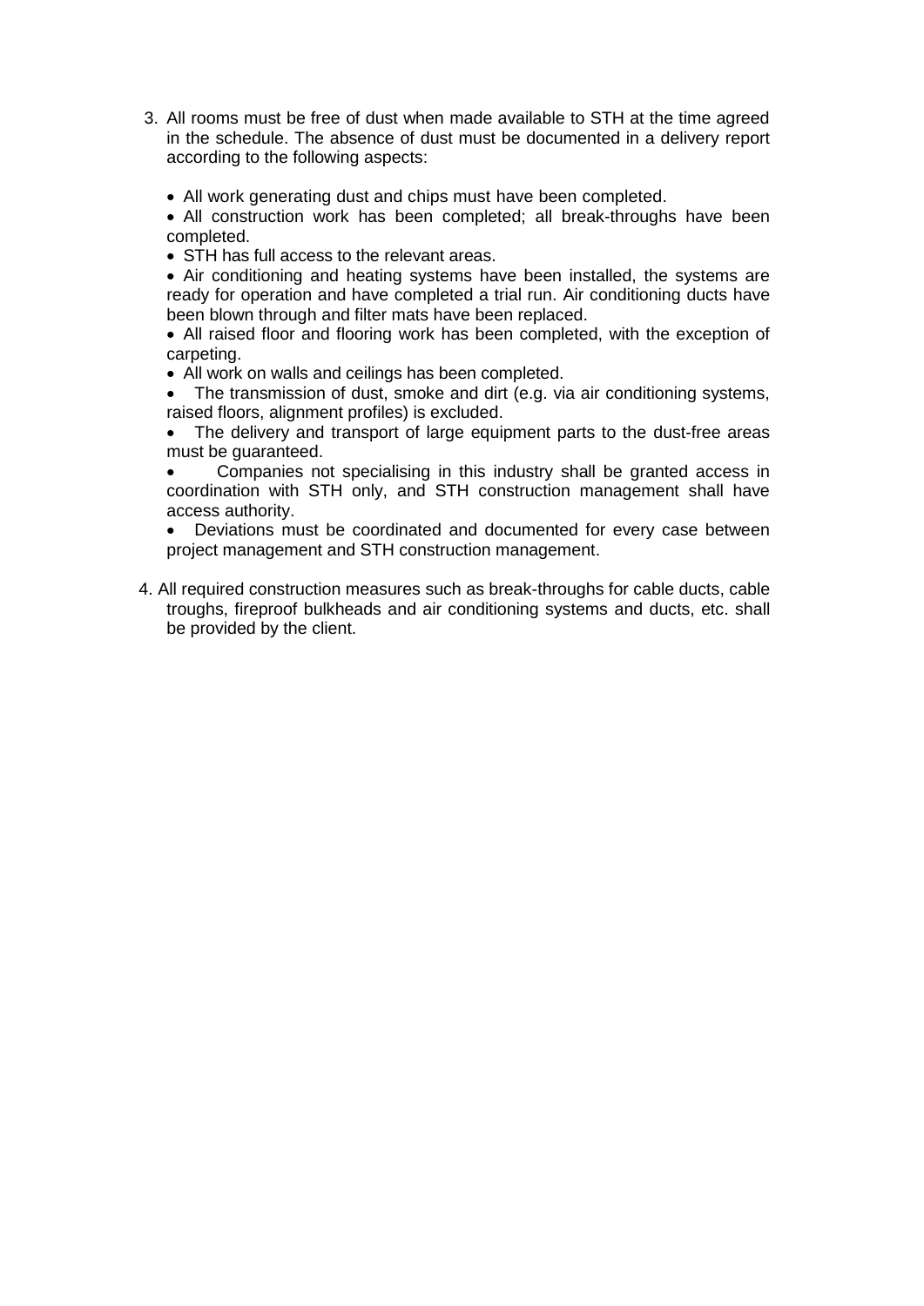3. All rooms must be free of dust when made available to STH at the time agreed in the schedule. The absence of dust must be documented in a delivery report according to the following aspects:

   - All work generating dust and chips must have been completed.
   - All construction work has been completed; all break-throughs have been completed.
   - STH has full access to the relevant areas.
   - Air conditioning and heating systems have been installed, the systems are ready for operation and have completed a trial run. Air conditioning ducts have been blown through and filter mats have been replaced.
   - All raised floor and flooring work has been completed, with the exception of carpeting.
   - All work on walls and ceilings has been completed.
   - The transmission of dust, smoke and dirt (e.g. via air conditioning systems, raised floors, alignment profiles) is excluded.
   - The delivery and transport of large equipment parts to the dust-free areas must be guaranteed.
   - Companies not specialising in this industry shall be granted access in coordination with STH only, and STH construction management shall have access authority.
   - Deviations must be coordinated and documented for every case between project management and STH construction management.

4. All required construction measures such as break-throughs for cable ducts, cable troughs, fireproof bulkheads and air conditioning systems and ducts, etc. shall be provided by the client.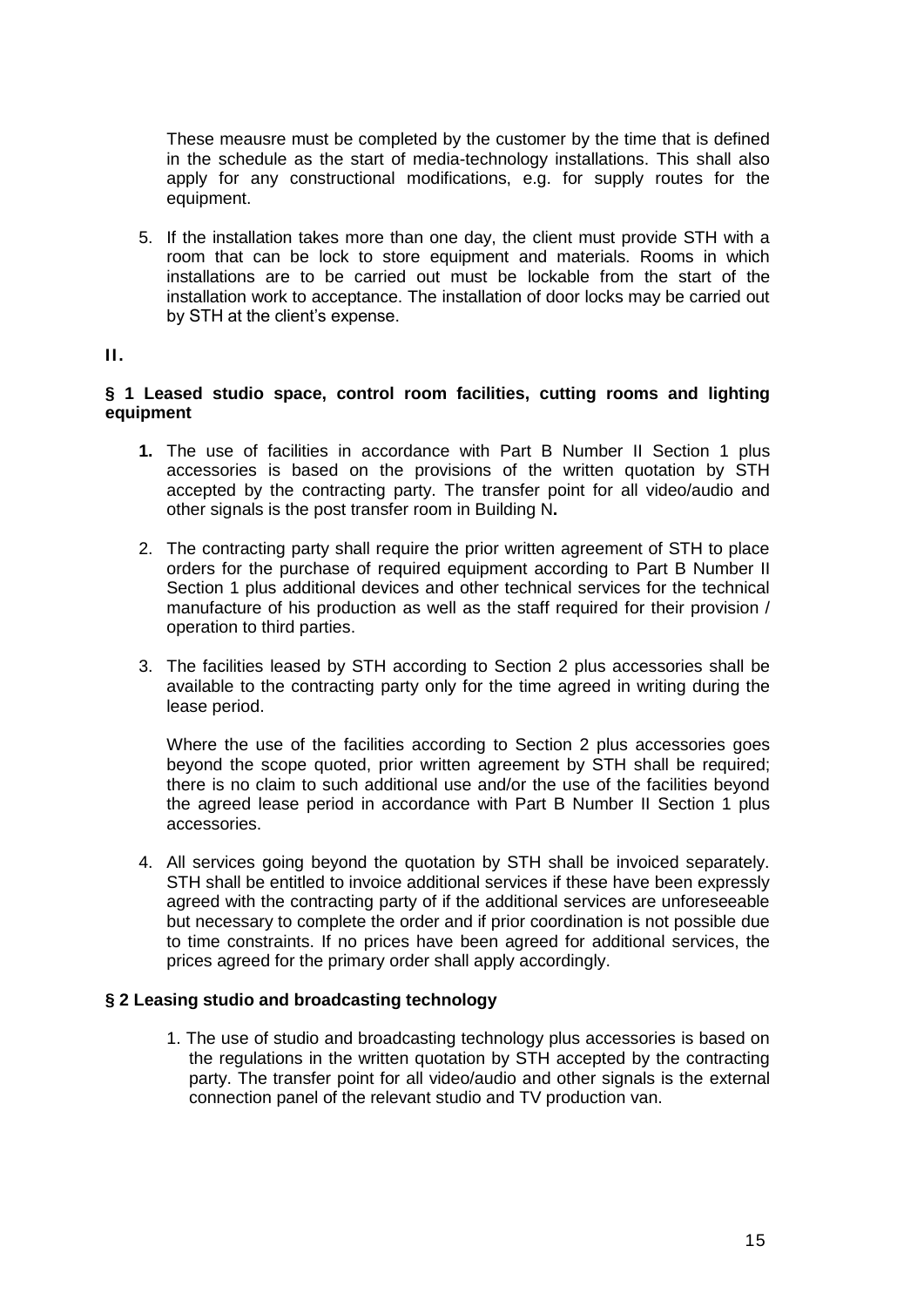These meausre must be completed by the customer by the time that is defined in the schedule as the start of media-technology installations. This shall also apply for any constructional modifications, e.g. for supply routes for the equipment.

5. If the installation takes more than one day, the client must provide STH with a room that can be lock to store equipment and materials. Rooms in which installations are to be carried out must be lockable from the start of the installation work to acceptance. The installation of door locks may be carried out by STH at the client's expense.

## II.

### § 1 Leased studio space, control room facilities, cutting rooms and lighting equipment

1. The use of facilities in accordance with Part B Number II Section 1 plus accessories is based on the provisions of the written quotation by STH accepted by the contracting party. The transfer point for all video/audio and other signals is the post transfer room in Building N**.**

2. The contracting party shall require the prior written agreement of STH to place orders for the purchase of required equipment according to Part B Number II Section 1 plus additional devices and other technical services for the technical manufacture of his production as well as the staff required for their provision / operation to third parties.

3. The facilities leased by STH according to Section 2 plus accessories shall be available to the contracting party only for the time agreed in writing during the lease period.

   Where the use of the facilities according to Section 2 plus accessories goes beyond the scope quoted, prior written agreement by STH shall be required; there is no claim to such additional use and/or the use of the facilities beyond the agreed lease period in accordance with Part B Number II Section 1 plus accessories.

4. All services going beyond the quotation by STH shall be invoiced separately. STH shall be entitled to invoice additional services if these have been expressly agreed with the contracting party of if the additional services are unforeseeable but necessary to complete the order and if prior coordination is not possible due to time constraints. If no prices have been agreed for additional services, the prices agreed for the primary order shall apply accordingly.

### § 2 Leasing studio and broadcasting technology

1. The use of studio and broadcasting technology plus accessories is based on the regulations in the written quotation by STH accepted by the contracting party. The transfer point for all video/audio and other signals is the external connection panel of the relevant studio and TV production van.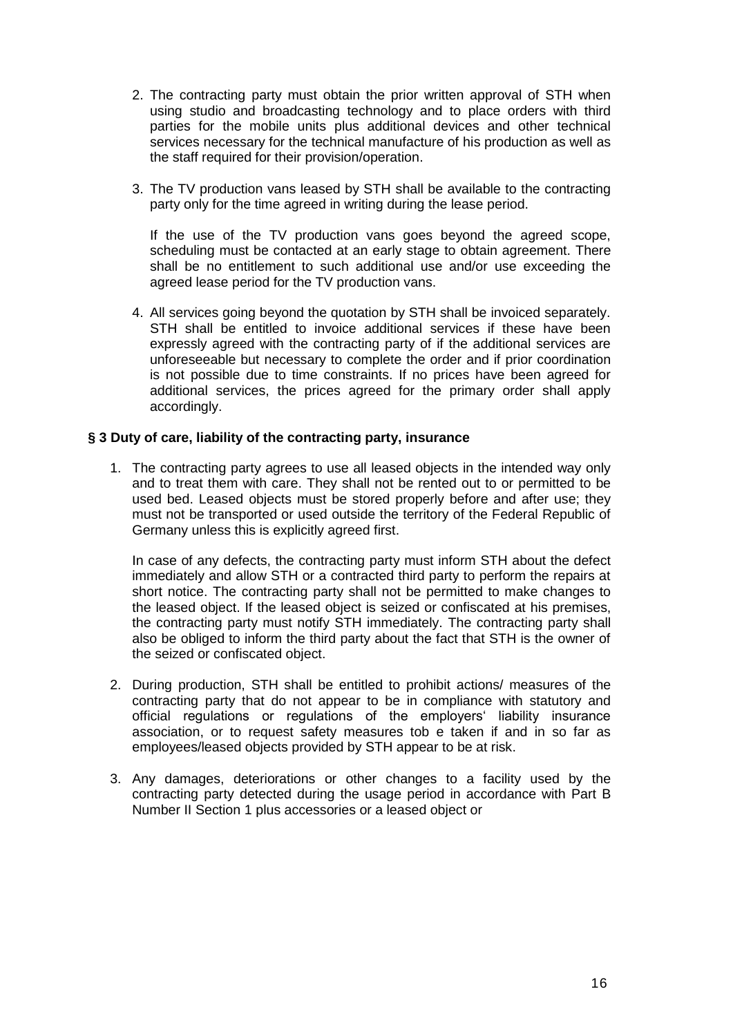2. The contracting party must obtain the prior written approval of STH when using studio and broadcasting technology and to place orders with third parties for the mobile units plus additional devices and other technical services necessary for the technical manufacture of his production as well as the staff required for their provision/operation.

3. The TV production vans leased by STH shall be available to the contracting party only for the time agreed in writing during the lease period.

   If the use of the TV production vans goes beyond the agreed scope, scheduling must be contacted at an early stage to obtain agreement. There shall be no entitlement to such additional use and/or use exceeding the agreed lease period for the TV production vans.

4. All services going beyond the quotation by STH shall be invoiced separately. STH shall be entitled to invoice additional services if these have been expressly agreed with the contracting party of if the additional services are unforeseeable but necessary to complete the order and if prior coordination is not possible due to time constraints. If no prices have been agreed for additional services, the prices agreed for the primary order shall apply accordingly.

### § 3 Duty of care, liability of the contracting party, insurance

1. The contracting party agrees to use all leased objects in the intended way only and to treat them with care. They shall not be rented out to or permitted to be used bed. Leased objects must be stored properly before and after use; they must not be transported or used outside the territory of the Federal Republic of Germany unless this is explicitly agreed first.

   In case of any defects, the contracting party must inform STH about the defect immediately and allow STH or a contracted third party to perform the repairs at short notice. The contracting party shall not be permitted to make changes to the leased object. If the leased object is seized or confiscated at his premises, the contracting party must notify STH immediately. The contracting party shall also be obliged to inform the third party about the fact that STH is the owner of the seized or confiscated object.

2. During production, STH shall be entitled to prohibit actions/ measures of the contracting party that do not appear to be in compliance with statutory and official regulations or regulations of the employers' liability insurance association, or to request safety measures tob e taken if and in so far as employees/leased objects provided by STH appear to be at risk.

3. Any damages, deteriorations or other changes to a facility used by the contracting party detected during the usage period in accordance with Part B Number II Section 1 plus accessories or a leased object or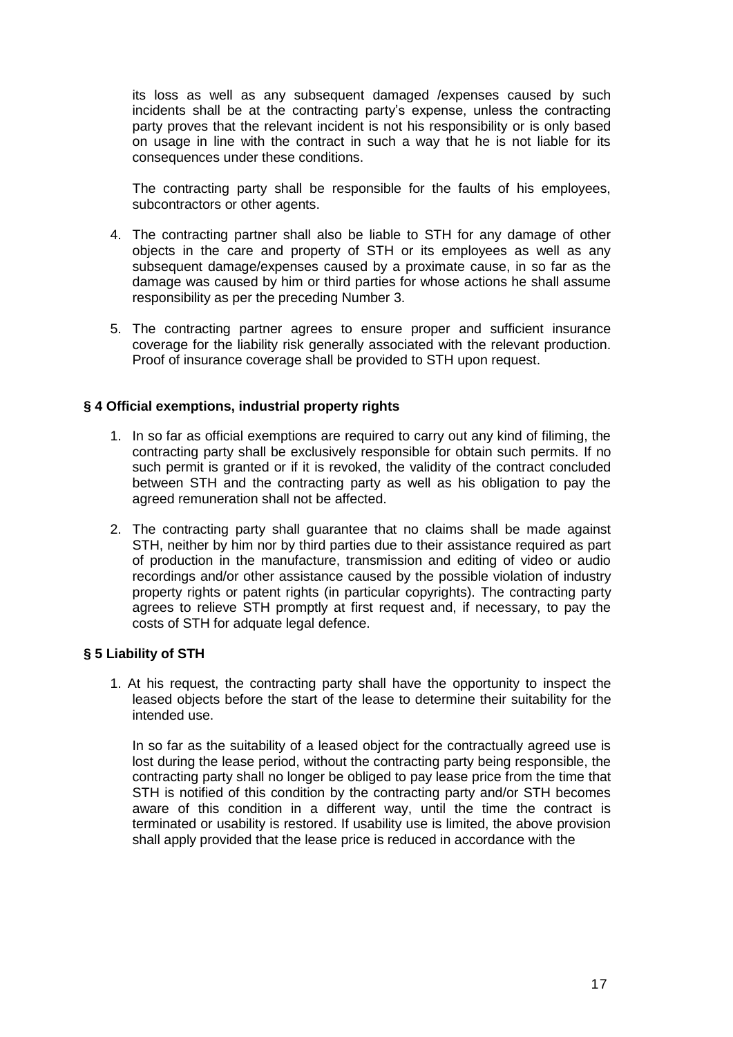its loss as well as any subsequent damaged /expenses caused by such incidents shall be at the contracting party's expense, unless the contracting party proves that the relevant incident is not his responsibility or is only based on usage in line with the contract in such a way that he is not liable for its consequences under these conditions.

The contracting party shall be responsible for the faults of his employees, subcontractors or other agents.

4. The contracting partner shall also be liable to STH for any damage of other objects in the care and property of STH or its employees as well as any subsequent damage/expenses caused by a proximate cause, in so far as the damage was caused by him or third parties for whose actions he shall assume responsibility as per the preceding Number 3.

5. The contracting partner agrees to ensure proper and sufficient insurance coverage for the liability risk generally associated with the relevant production. Proof of insurance coverage shall be provided to STH upon request.

### § 4 Official exemptions, industrial property rights

1. In so far as official exemptions are required to carry out any kind of filiming, the contracting party shall be exclusively responsible for obtain such permits. If no such permit is granted or if it is revoked, the validity of the contract concluded between STH and the contracting party as well as his obligation to pay the agreed remuneration shall not be affected.

2. The contracting party shall guarantee that no claims shall be made against STH, neither by him nor by third parties due to their assistance required as part of production in the manufacture, transmission and editing of video or audio recordings and/or other assistance caused by the possible violation of industry property rights or patent rights (in particular copyrights). The contracting party agrees to relieve STH promptly at first request and, if necessary, to pay the costs of STH for adquate legal defence.

### § 5 Liability of STH

1. At his request, the contracting party shall have the opportunity to inspect the leased objects before the start of the lease to determine their suitability for the intended use.

   In so far as the suitability of a leased object for the contractually agreed use is lost during the lease period, without the contracting party being responsible, the contracting party shall no longer be obliged to pay lease price from the time that STH is notified of this condition by the contracting party and/or STH becomes aware of this condition in a different way, until the time the contract is terminated or usability is restored. If usability use is limited, the above provision shall apply provided that the lease price is reduced in accordance with the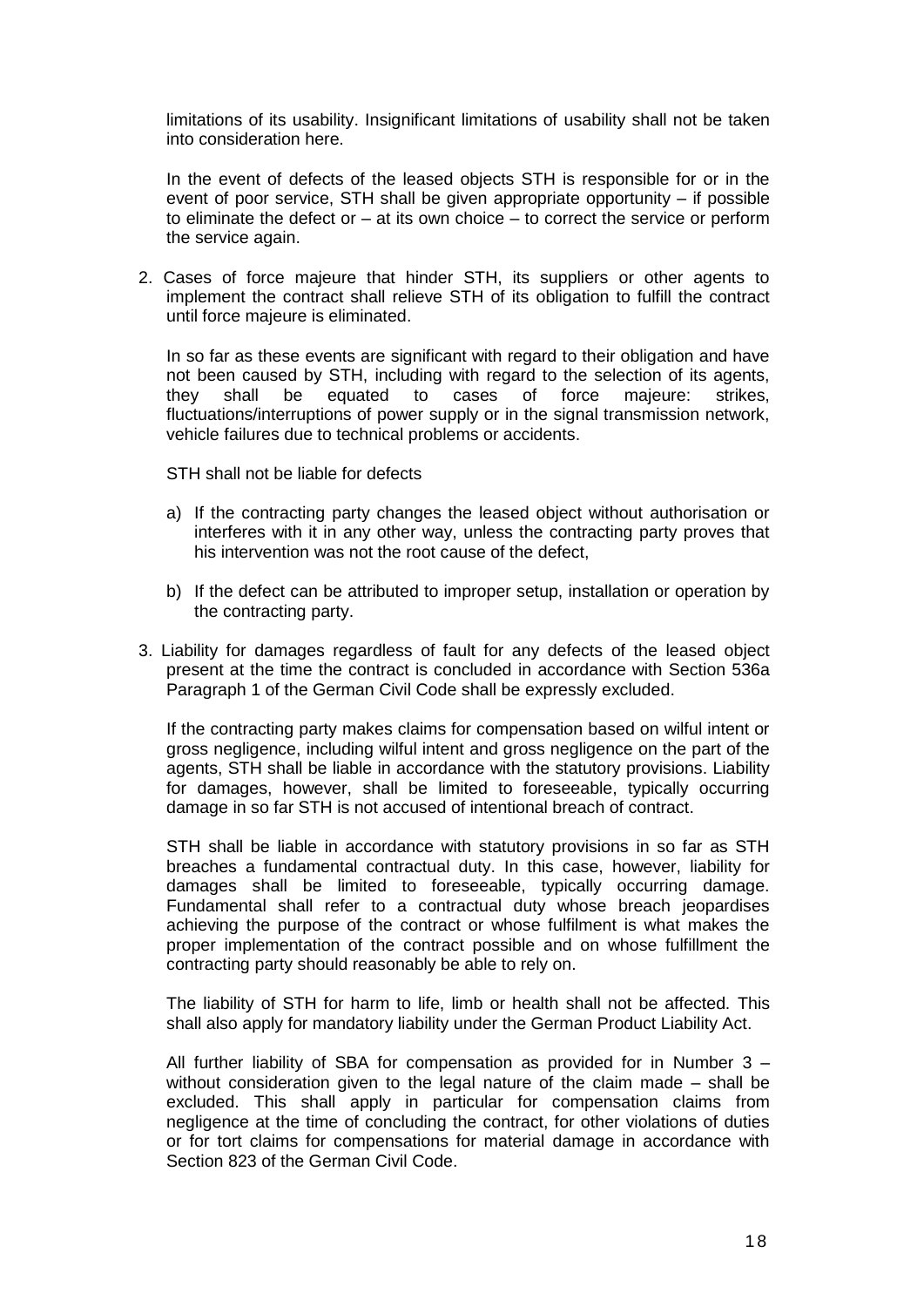limitations of its usability. Insignificant limitations of usability shall not be taken into consideration here.

In the event of defects of the leased objects STH is responsible for or in the event of poor service, STH shall be given appropriate opportunity – if possible to eliminate the defect or – at its own choice – to correct the service or perform the service again.

2. Cases of force majeure that hinder STH, its suppliers or other agents to implement the contract shall relieve STH of its obligation to fulfill the contract until force majeure is eliminated.

   In so far as these events are significant with regard to their obligation and have not been caused by STH, including with regard to the selection of its agents, they shall be equated to cases of force majeure: strikes, fluctuations/interruptions of power supply or in the signal transmission network, vehicle failures due to technical problems or accidents.

   STH shall not be liable for defects

   a) If the contracting party changes the leased object without authorisation or interferes with it in any other way, unless the contracting party proves that his intervention was not the root cause of the defect,

   b) If the defect can be attributed to improper setup, installation or operation by the contracting party.

3. Liability for damages regardless of fault for any defects of the leased object present at the time the contract is concluded in accordance with Section 536a Paragraph 1 of the German Civil Code shall be expressly excluded.

   If the contracting party makes claims for compensation based on wilful intent or gross negligence, including wilful intent and gross negligence on the part of the agents, STH shall be liable in accordance with the statutory provisions. Liability for damages, however, shall be limited to foreseeable, typically occurring damage in so far STH is not accused of intentional breach of contract.

   STH shall be liable in accordance with statutory provisions in so far as STH breaches a fundamental contractual duty. In this case, however, liability for damages shall be limited to foreseeable, typically occurring damage. Fundamental shall refer to a contractual duty whose breach jeopardises achieving the purpose of the contract or whose fulfilment is what makes the proper implementation of the contract possible and on whose fulfillment the contracting party should reasonably be able to rely on.

   The liability of STH for harm to life, limb or health shall not be affected. This shall also apply for mandatory liability under the German Product Liability Act.

   All further liability of SBA for compensation as provided for in Number 3 – without consideration given to the legal nature of the claim made – shall be excluded. This shall apply in particular for compensation claims from negligence at the time of concluding the contract, for other violations of duties or for tort claims for compensations for material damage in accordance with Section 823 of the German Civil Code.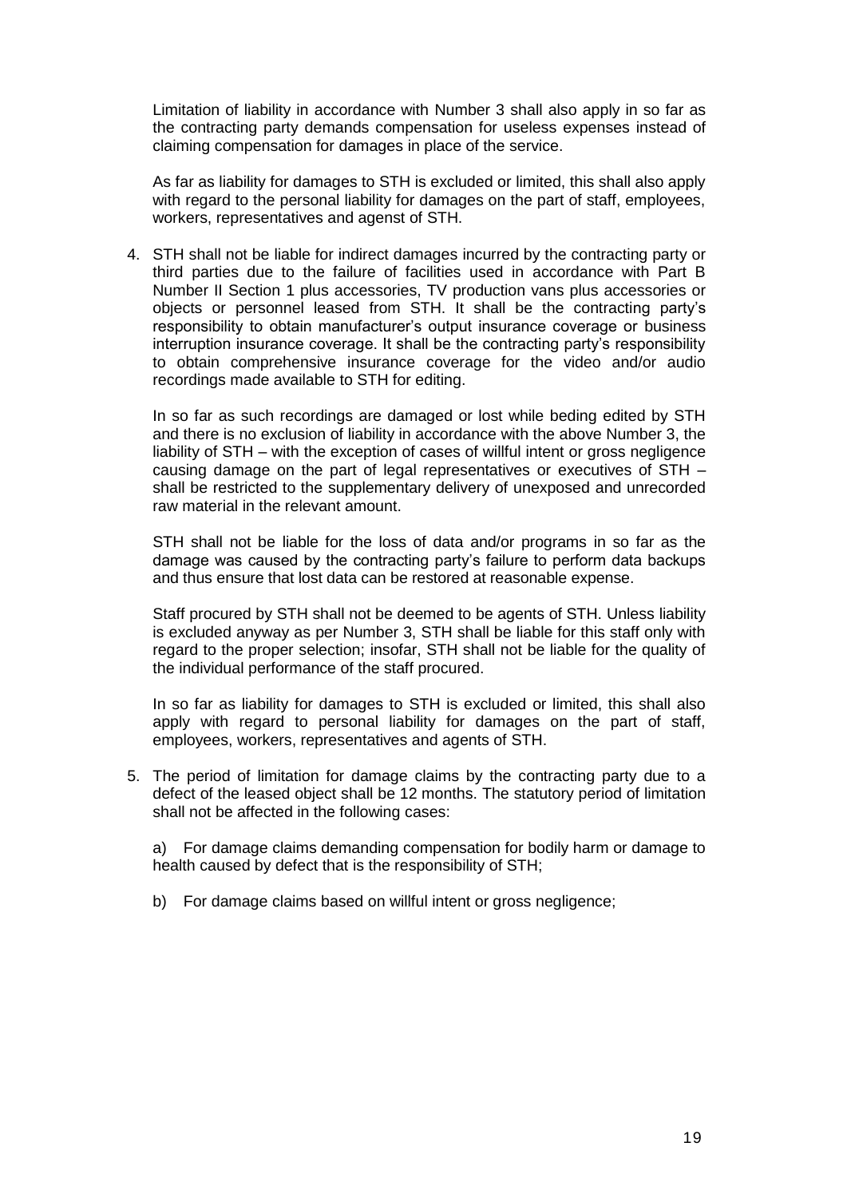Limitation of liability in accordance with Number 3 shall also apply in so far as the contracting party demands compensation for useless expenses instead of claiming compensation for damages in place of the service.

As far as liability for damages to STH is excluded or limited, this shall also apply with regard to the personal liability for damages on the part of staff, employees, workers, representatives and agenst of STH.

4. STH shall not be liable for indirect damages incurred by the contracting party or third parties due to the failure of facilities used in accordance with Part B Number II Section 1 plus accessories, TV production vans plus accessories or objects or personnel leased from STH. It shall be the contracting party's responsibility to obtain manufacturer's output insurance coverage or business interruption insurance coverage. It shall be the contracting party's responsibility to obtain comprehensive insurance coverage for the video and/or audio recordings made available to STH for editing.

   In so far as such recordings are damaged or lost while beding edited by STH and there is no exclusion of liability in accordance with the above Number 3, the liability of STH – with the exception of cases of willful intent or gross negligence causing damage on the part of legal representatives or executives of STH – shall be restricted to the supplementary delivery of unexposed and unrecorded raw material in the relevant amount.

   STH shall not be liable for the loss of data and/or programs in so far as the damage was caused by the contracting party's failure to perform data backups and thus ensure that lost data can be restored at reasonable expense.

   Staff procured by STH shall not be deemed to be agents of STH. Unless liability is excluded anyway as per Number 3, STH shall be liable for this staff only with regard to the proper selection; insofar, STH shall not be liable for the quality of the individual performance of the staff procured.

   In so far as liability for damages to STH is excluded or limited, this shall also apply with regard to personal liability for damages on the part of staff, employees, workers, representatives and agents of STH.

5. The period of limitation for damage claims by the contracting party due to a defect of the leased object shall be 12 months. The statutory period of limitation shall not be affected in the following cases:

   a) For damage claims demanding compensation for bodily harm or damage to health caused by defect that is the responsibility of STH;

   b) For damage claims based on willful intent or gross negligence;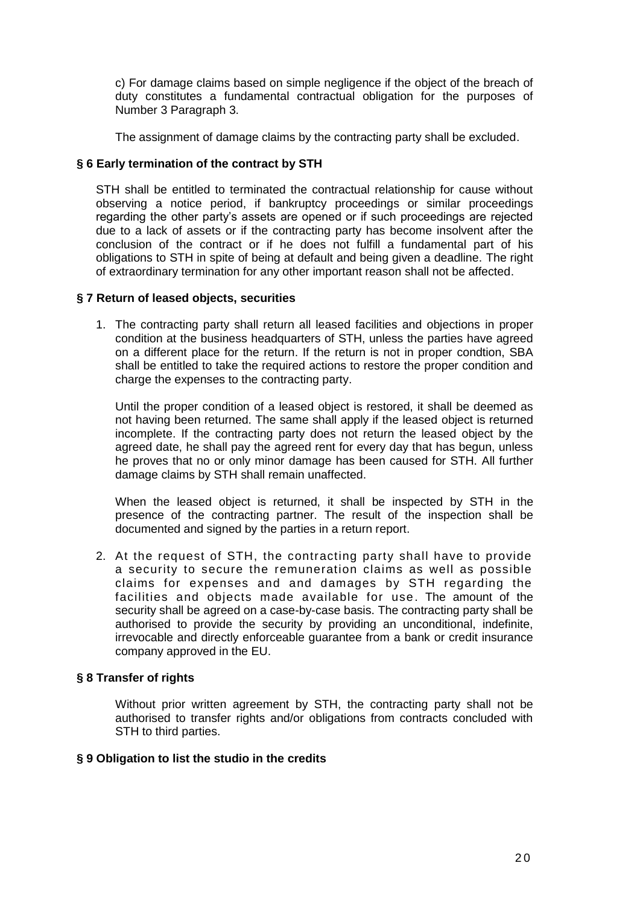c) For damage claims based on simple negligence if the object of the breach of duty constitutes a fundamental contractual obligation for the purposes of Number 3 Paragraph 3.

The assignment of damage claims by the contracting party shall be excluded.

## § 6 Early termination of the contract by STH

STH shall be entitled to terminated the contractual relationship for cause without observing a notice period, if bankruptcy proceedings or similar proceedings regarding the other party's assets are opened or if such proceedings are rejected due to a lack of assets or if the contracting party has become insolvent after the conclusion of the contract or if he does not fulfill a fundamental part of his obligations to STH in spite of being at default and being given a deadline. The right of extraordinary termination for any other important reason shall not be affected.

## § 7 Return of leased objects, securities

1. The contracting party shall return all leased facilities and objections in proper condition at the business headquarters of STH, unless the parties have agreed on a different place for the return. If the return is not in proper condtion, SBA shall be entitled to take the required actions to restore the proper condition and charge the expenses to the contracting party.

   Until the proper condition of a leased object is restored, it shall be deemed as not having been returned. The same shall apply if the leased object is returned incomplete. If the contracting party does not return the leased object by the agreed date, he shall pay the agreed rent for every day that has begun, unless he proves that no or only minor damage has been caused for STH. All further damage claims by STH shall remain unaffected.

   When the leased object is returned, it shall be inspected by STH in the presence of the contracting partner. The result of the inspection shall be documented and signed by the parties in a return report.

2. At the request of STH, the contracting party shall have to provide a security to secure the remuneration claims as well as possible claims for expenses and and damages by STH regarding the facilities and objects made available for use. The amount of the security shall be agreed on a case-by-case basis. The contracting party shall be authorised to provide the security by providing an unconditional, indefinite, irrevocable and directly enforceable guarantee from a bank or credit insurance company approved in the EU.

## § 8 Transfer of rights

Without prior written agreement by STH, the contracting party shall not be authorised to transfer rights and/or obligations from contracts concluded with STH to third parties.

## § 9 Obligation to list the studio in the credits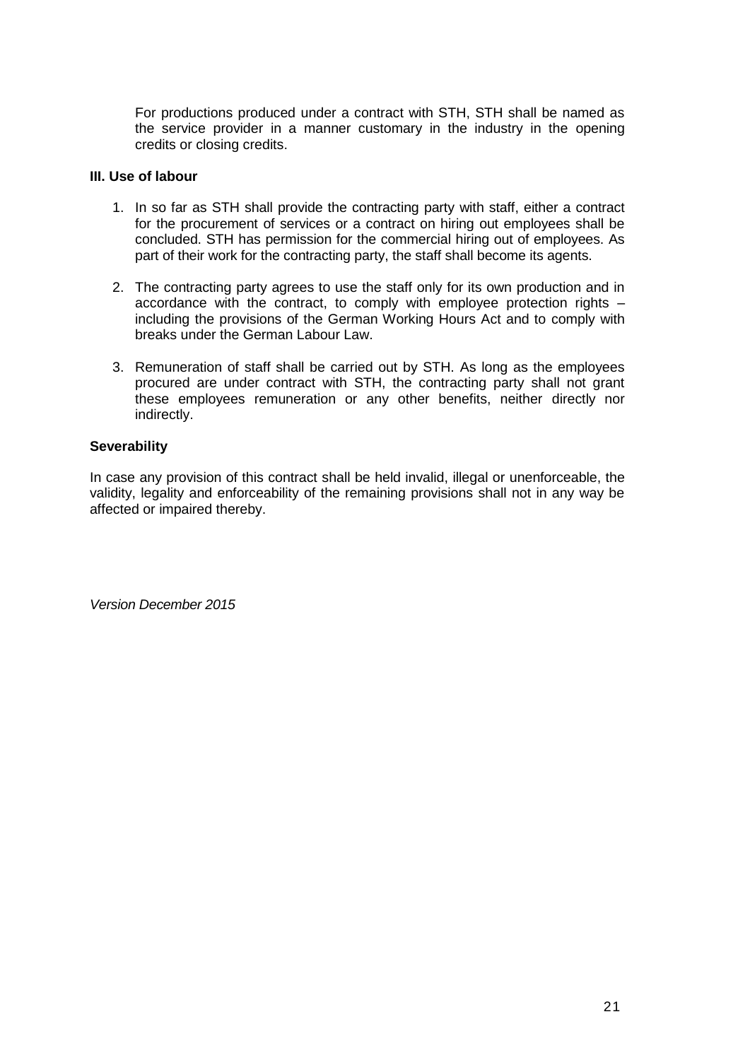For productions produced under a contract with STH, STH shall be named as the service provider in a manner customary in the industry in the opening credits or closing credits.

**III. Use of labour**

1. In so far as STH shall provide the contracting party with staff, either a contract for the procurement of services or a contract on hiring out employees shall be concluded. STH has permission for the commercial hiring out of employees. As part of their work for the contracting party, the staff shall become its agents.

2. The contracting party agrees to use the staff only for its own production and in accordance with the contract, to comply with employee protection rights – including the provisions of the German Working Hours Act and to comply with breaks under the German Labour Law.

3. Remuneration of staff shall be carried out by STH. As long as the employees procured are under contract with STH, the contracting party shall not grant these employees remuneration or any other benefits, neither directly nor indirectly.

**Severability**

In case any provision of this contract shall be held invalid, illegal or unenforceable, the validity, legality and enforceability of the remaining provisions shall not in any way be affected or impaired thereby.

*Version December 2015*